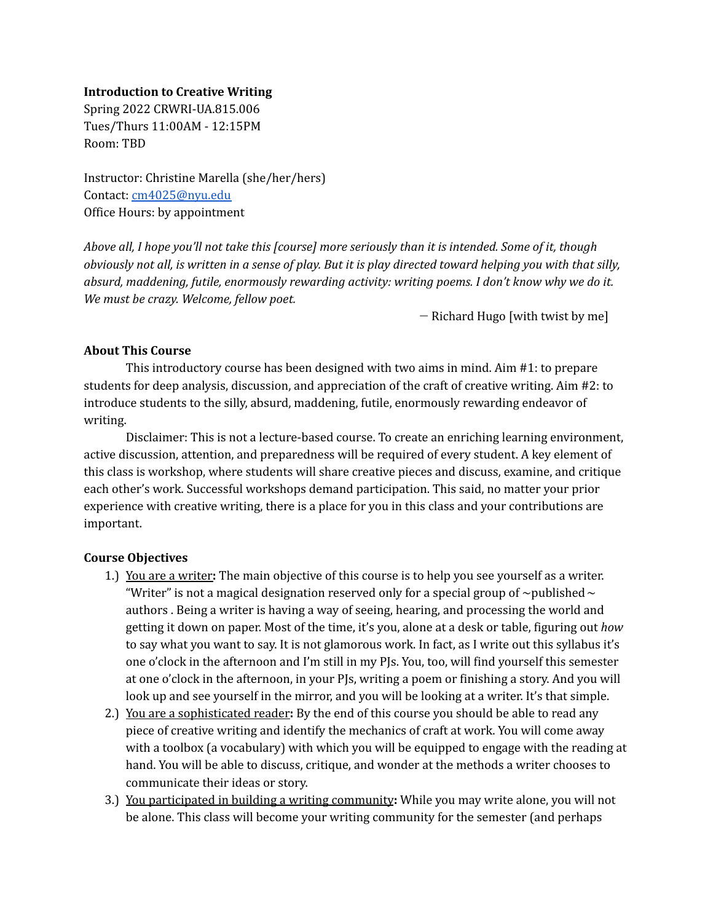**Introduction to Creative Writing**
Spring 2022 CRWRI-UA.815.006
Tues/Thurs 11:00AM - 12:15PM
Room: TBD

Instructor: Christine Marella (she/her/hers)
Contact: [cm4025@nyu.edu](mailto:cm4025@nyu.edu)
Office Hours: by appointment

*Above all, I hope you'll not take this [course] more seriously than it is intended. Some of it, though obviously not all, is written in a sense of play. But it is play directed toward helping you with that silly, absurd, maddening, futile, enormously rewarding activity: writing poems. I don't know why we do it. We must be crazy. Welcome, fellow poet.*

— Richard Hugo [with twist by me]

**About This Course**

This introductory course has been designed with two aims in mind. Aim #1: to prepare students for deep analysis, discussion, and appreciation of the craft of creative writing. Aim #2: to introduce students to the silly, absurd, maddening, futile, enormously rewarding endeavor of writing.

Disclaimer: This is not a lecture-based course. To create an enriching learning environment, active discussion, attention, and preparedness will be required of every student. A key element of this class is workshop, where students will share creative pieces and discuss, examine, and critique each other's work. Successful workshops demand participation. This said, no matter your prior experience with creative writing, there is a place for you in this class and your contributions are important.

**Course Objectives**

1.) <u>You are a writer</u>**:** The main objective of this course is to help you see yourself as a writer. "Writer" is not a magical designation reserved only for a special group of ~published~ authors . Being a writer is having a way of seeing, hearing, and processing the world and getting it down on paper. Most of the time, it's you, alone at a desk or table, figuring out *how* to say what you want to say. It is not glamorous work. In fact, as I write out this syllabus it's one o'clock in the afternoon and I'm still in my PJs. You, too, will find yourself this semester at one o'clock in the afternoon, in your PJs, writing a poem or finishing a story. And you will look up and see yourself in the mirror, and you will be looking at a writer. It's that simple.

2.) <u>You are a sophisticated reader</u>**:** By the end of this course you should be able to read any piece of creative writing and identify the mechanics of craft at work. You will come away with a toolbox (a vocabulary) with which you will be equipped to engage with the reading at hand. You will be able to discuss, critique, and wonder at the methods a writer chooses to communicate their ideas or story.

3.) <u>You participated in building a writing community</u>**:** While you may write alone, you will not be alone. This class will become your writing community for the semester (and perhaps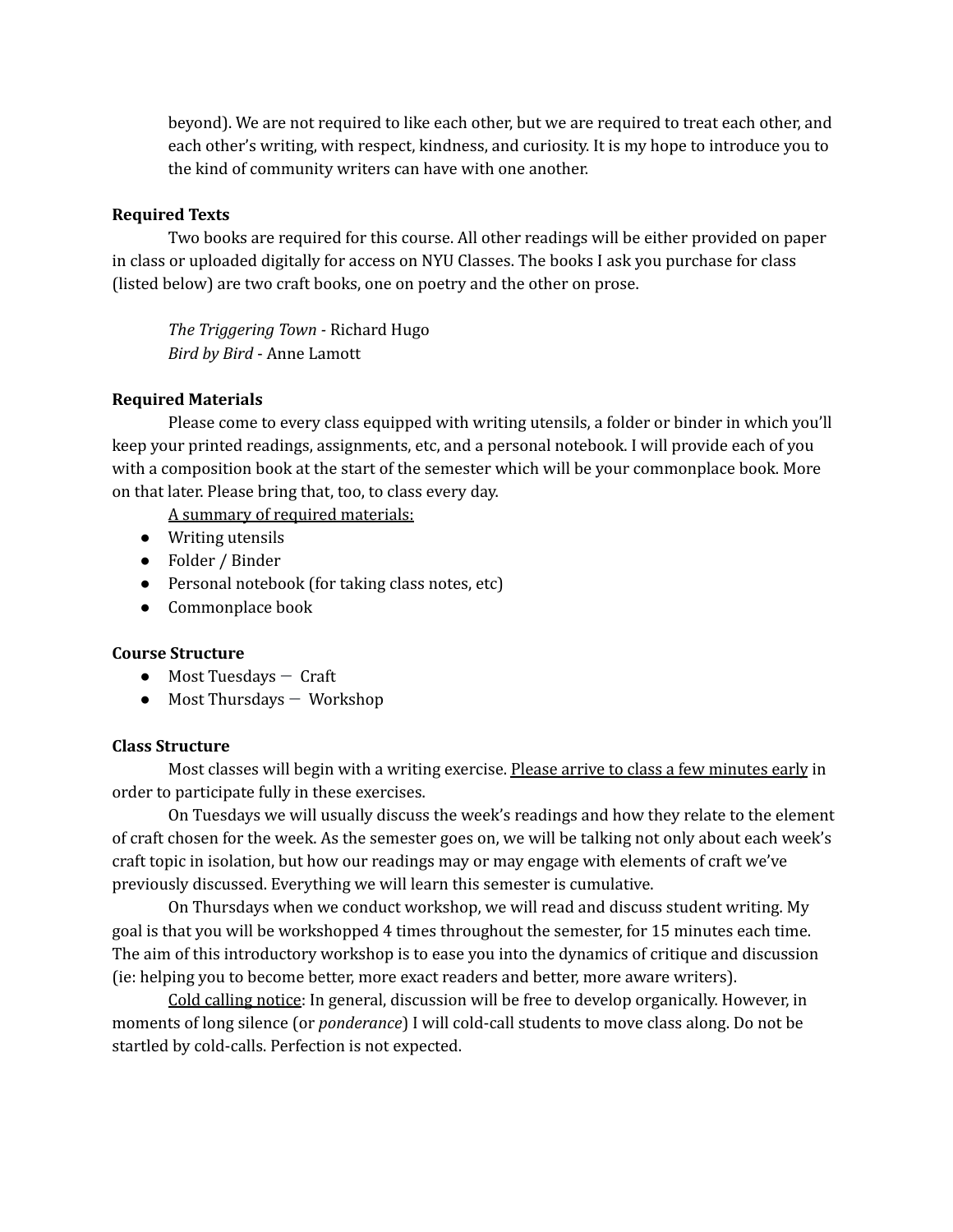beyond). We are not required to like each other, but we are required to treat each other, and each other's writing, with respect, kindness, and curiosity. It is my hope to introduce you to the kind of community writers can have with one another.

**Required Texts**

Two books are required for this course. All other readings will be either provided on paper in class or uploaded digitally for access on NYU Classes. The books I ask you purchase for class (listed below) are two craft books, one on poetry and the other on prose.

*The Triggering Town* - Richard Hugo
*Bird by Bird* - Anne Lamott

**Required Materials**

Please come to every class equipped with writing utensils, a folder or binder in which you'll keep your printed readings, assignments, etc, and a personal notebook. I will provide each of you with a composition book at the start of the semester which will be your commonplace book. More on that later. Please bring that, too, to class every day.

<u>A summary of required materials:</u>

- Writing utensils
- Folder / Binder
- Personal notebook (for taking class notes, etc)
- Commonplace book

**Course Structure**

- Most Tuesdays — Craft
- Most Thursdays — Workshop

**Class Structure**

Most classes will begin with a writing exercise. <u>Please arrive to class a few minutes early</u> in order to participate fully in these exercises.

On Tuesdays we will usually discuss the week's readings and how they relate to the element of craft chosen for the week. As the semester goes on, we will be talking not only about each week's craft topic in isolation, but how our readings may or may engage with elements of craft we've previously discussed. Everything we will learn this semester is cumulative.

On Thursdays when we conduct workshop, we will read and discuss student writing. My goal is that you will be workshopped 4 times throughout the semester, for 15 minutes each time. The aim of this introductory workshop is to ease you into the dynamics of critique and discussion (ie: helping you to become better, more exact readers and better, more aware writers).

<u>Cold calling notice</u>: In general, discussion will be free to develop organically. However, in moments of long silence (or *ponderance*) I will cold-call students to move class along. Do not be startled by cold-calls. Perfection is not expected.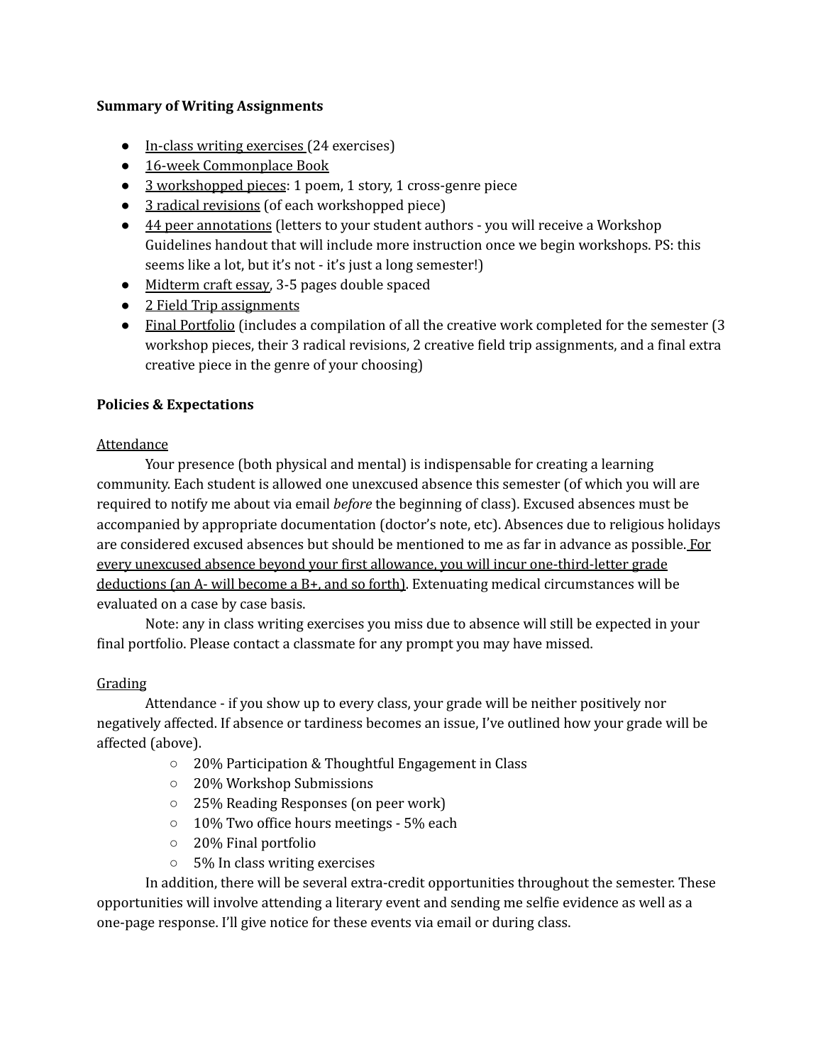**Summary of Writing Assignments**

- <u>In-class writing exercises</u> (24 exercises)
- <u>16-week Commonplace Book</u>
- <u>3 workshopped pieces</u>: 1 poem, 1 story, 1 cross-genre piece
- <u>3 radical revisions</u> (of each workshopped piece)
- <u>44 peer annotations</u> (letters to your student authors - you will receive a Workshop Guidelines handout that will include more instruction once we begin workshops. PS: this seems like a lot, but it's not - it's just a long semester!)
- <u>Midterm craft essay</u>, 3-5 pages double spaced
- <u>2 Field Trip assignments</u>
- <u>Final Portfolio</u> (includes a compilation of all the creative work completed for the semester (3 workshop pieces, their 3 radical revisions, 2 creative field trip assignments, and a final extra creative piece in the genre of your choosing)

**Policies & Expectations**

<u>Attendance</u>

Your presence (both physical and mental) is indispensable for creating a learning community. Each student is allowed one unexcused absence this semester (of which you will are required to notify me about via email *before* the beginning of class). Excused absences must be accompanied by appropriate documentation (doctor's note, etc). Absences due to religious holidays are considered excused absences but should be mentioned to me as far in advance as possible. <u>For every unexcused absence beyond your first allowance, you will incur one-third-letter grade deductions (an A- will become a B+, and so forth)</u>. Extenuating medical circumstances will be evaluated on a case by case basis.

Note: any in class writing exercises you miss due to absence will still be expected in your final portfolio. Please contact a classmate for any prompt you may have missed.

<u>Grading</u>

Attendance - if you show up to every class, your grade will be neither positively nor negatively affected. If absence or tardiness becomes an issue, I've outlined how your grade will be affected (above).

- 20% Participation & Thoughtful Engagement in Class
- 20% Workshop Submissions
- 25% Reading Responses (on peer work)
- 10% Two office hours meetings - 5% each
- 20% Final portfolio
- 5% In class writing exercises

In addition, there will be several extra-credit opportunities throughout the semester. These opportunities will involve attending a literary event and sending me selfie evidence as well as a one-page response. I'll give notice for these events via email or during class.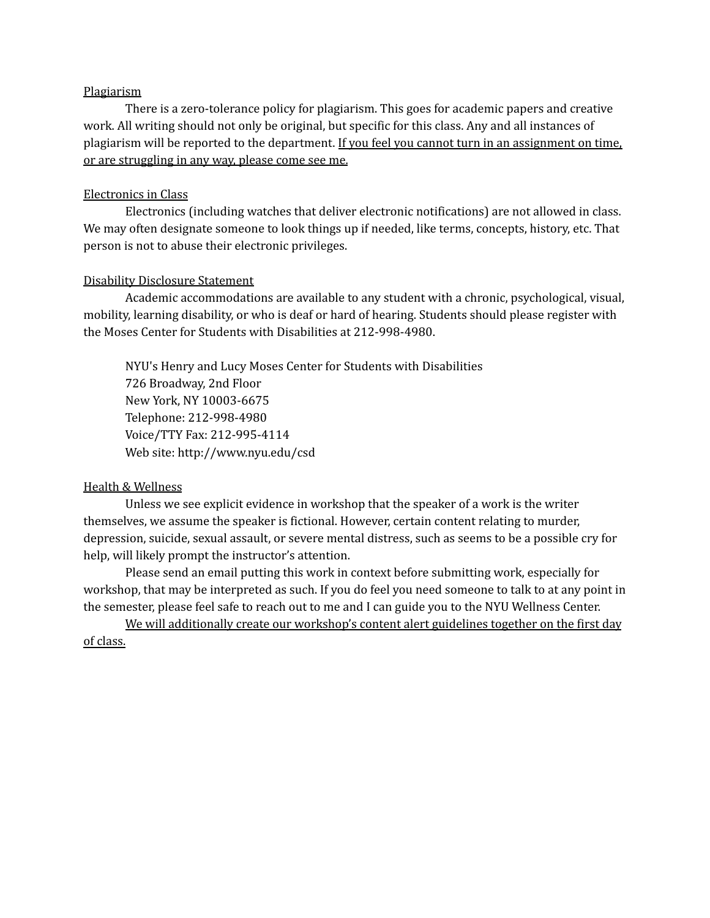## Plagiarism

There is a zero-tolerance policy for plagiarism. This goes for academic papers and creative work. All writing should not only be original, but specific for this class. Any and all instances of plagiarism will be reported to the department. <u>If you feel you cannot turn in an assignment on time, or are struggling in any way, please come see me.</u>

## Electronics in Class

Electronics (including watches that deliver electronic notifications) are not allowed in class. We may often designate someone to look things up if needed, like terms, concepts, history, etc. That person is not to abuse their electronic privileges.

## Disability Disclosure Statement

Academic accommodations are available to any student with a chronic, psychological, visual, mobility, learning disability, or who is deaf or hard of hearing. Students should please register with the Moses Center for Students with Disabilities at 212-998-4980.

NYU's Henry and Lucy Moses Center for Students with Disabilities
726 Broadway, 2nd Floor
New York, NY 10003-6675
Telephone: 212-998-4980
Voice/TTY Fax: 212-995-4114
Web site: http://www.nyu.edu/csd

## Health & Wellness

Unless we see explicit evidence in workshop that the speaker of a work is the writer themselves, we assume the speaker is fictional. However, certain content relating to murder, depression, suicide, sexual assault, or severe mental distress, such as seems to be a possible cry for help, will likely prompt the instructor's attention.

Please send an email putting this work in context before submitting work, especially for workshop, that may be interpreted as such. If you do feel you need someone to talk to at any point in the semester, please feel safe to reach out to me and I can guide you to the NYU Wellness Center.

<u>We will additionally create our workshop's content alert guidelines together on the first day of class.</u>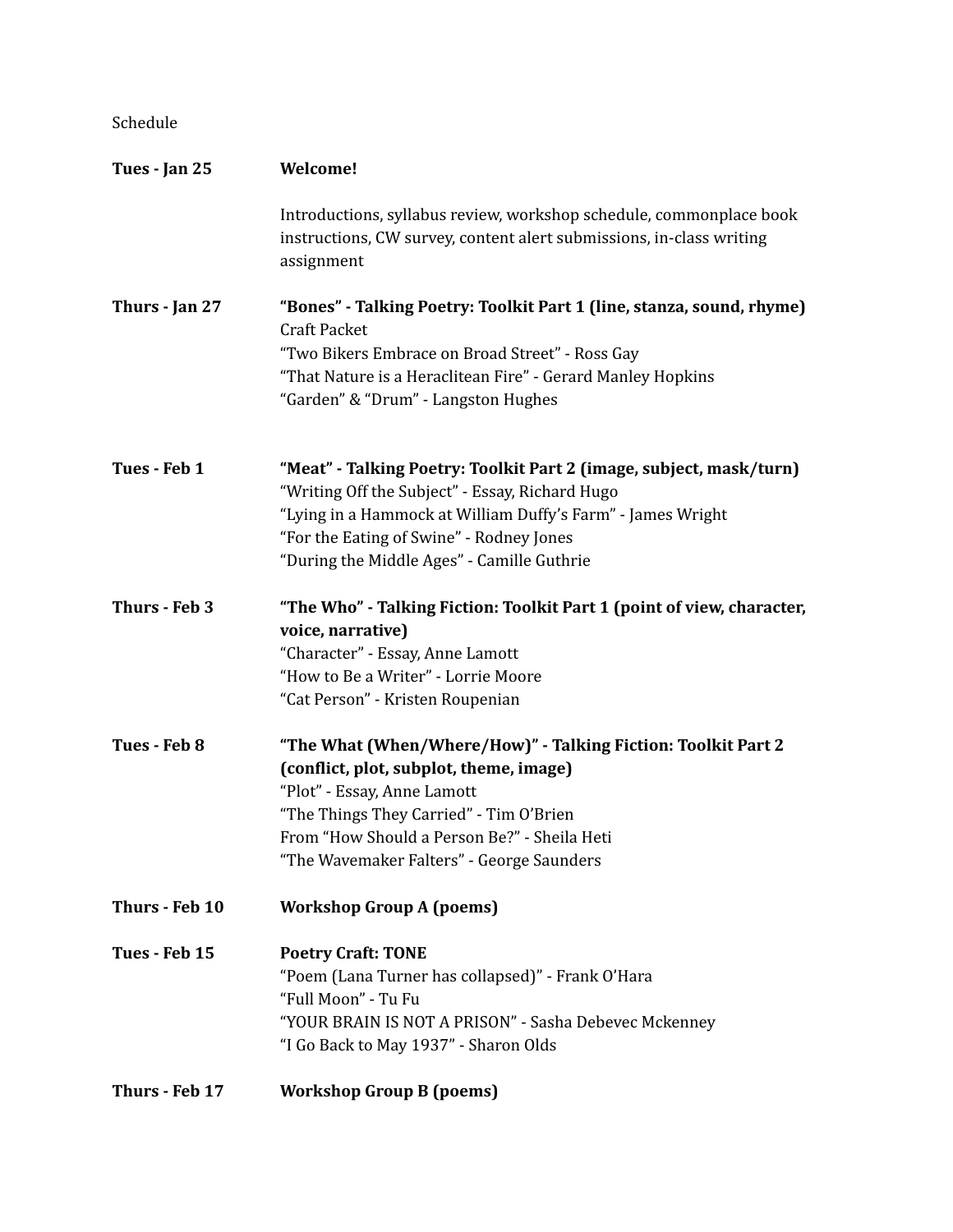Schedule

| | |
|---|---|
| **Tues - Jan 25** | **Welcome!**<br><br>Introductions, syllabus review, workshop schedule, commonplace book instructions, CW survey, content alert submissions, in-class writing assignment |
| **Thurs - Jan 27** | **"Bones" - Talking Poetry: Toolkit Part 1 (line, stanza, sound, rhyme)**<br>Craft Packet<br>"Two Bikers Embrace on Broad Street" - Ross Gay<br>"That Nature is a Heraclitean Fire" - Gerard Manley Hopkins<br>"Garden" & "Drum" - Langston Hughes |
| **Tues - Feb 1** | **"Meat" - Talking Poetry: Toolkit Part 2 (image, subject, mask/turn)**<br>"Writing Off the Subject" - Essay, Richard Hugo<br>"Lying in a Hammock at William Duffy's Farm" - James Wright<br>"For the Eating of Swine" - Rodney Jones<br>"During the Middle Ages" - Camille Guthrie |
| **Thurs - Feb 3** | **"The Who" - Talking Fiction: Toolkit Part 1 (point of view, character, voice, narrative)**<br>"Character" - Essay, Anne Lamott<br>"How to Be a Writer" - Lorrie Moore<br>"Cat Person" - Kristen Roupenian |
| **Tues - Feb 8** | **"The What (When/Where/How)" - Talking Fiction: Toolkit Part 2 (conflict, plot, subplot, theme, image)**<br>"Plot" - Essay, Anne Lamott<br>"The Things They Carried" - Tim O'Brien<br>From "How Should a Person Be?" - Sheila Heti<br>"The Wavemaker Falters" - George Saunders |
| **Thurs - Feb 10** | **Workshop Group A (poems)** |
| **Tues - Feb 15** | **Poetry Craft: TONE**<br>"Poem (Lana Turner has collapsed)" - Frank O'Hara<br>"Full Moon" - Tu Fu<br>"YOUR BRAIN IS NOT A PRISON" - Sasha Debevec Mckenney<br>"I Go Back to May 1937" - Sharon Olds |
| **Thurs - Feb 17** | **Workshop Group B (poems)** |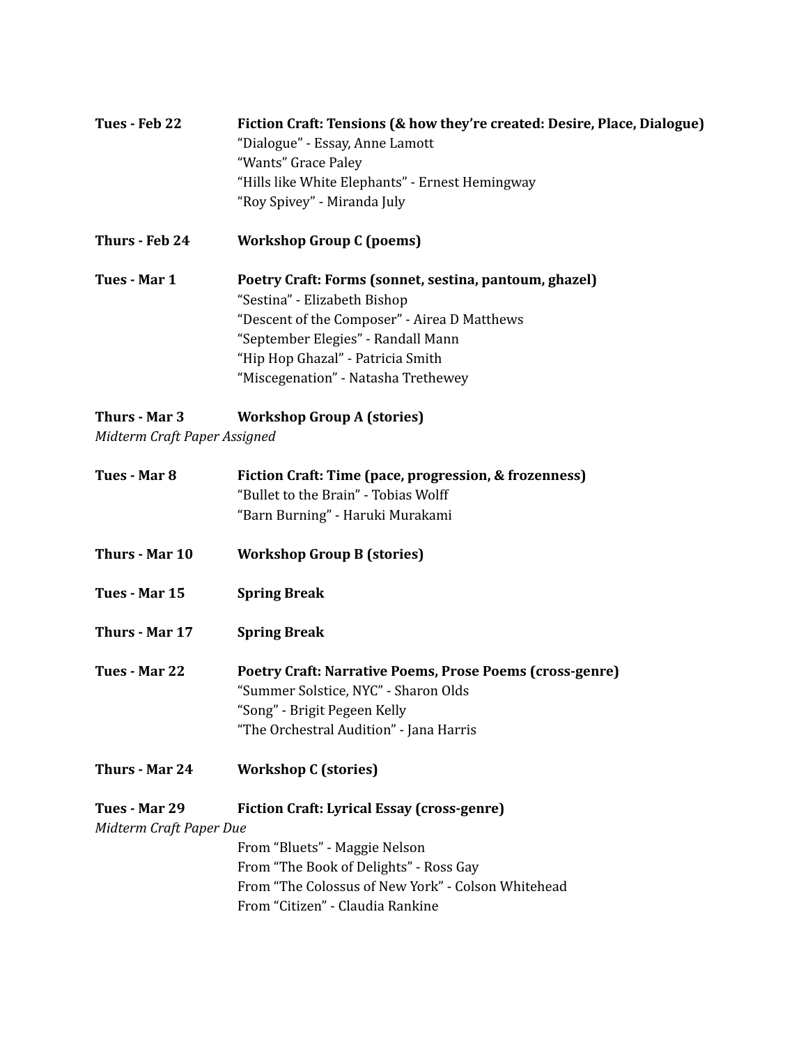**Tues - Feb 22** **Fiction Craft: Tensions (& how they're created: Desire, Place, Dialogue)**
"Dialogue" - Essay, Anne Lamott
"Wants" Grace Paley
"Hills like White Elephants" - Ernest Hemingway
"Roy Spivey" - Miranda July

**Thurs - Feb 24** **Workshop Group C (poems)**

**Tues - Mar 1** **Poetry Craft: Forms (sonnet, sestina, pantoum, ghazel)**
"Sestina" - Elizabeth Bishop
"Descent of the Composer" - Airea D Matthews
"September Elegies" - Randall Mann
"Hip Hop Ghazal" - Patricia Smith
"Miscegenation" - Natasha Trethewey

**Thurs - Mar 3** **Workshop Group A (stories)**
*Midterm Craft Paper Assigned*

**Tues - Mar 8** **Fiction Craft: Time (pace, progression, & frozenness)**
"Bullet to the Brain" - Tobias Wolff
"Barn Burning" - Haruki Murakami

**Thurs - Mar 10** **Workshop Group B (stories)**

**Tues - Mar 15** **Spring Break**

**Thurs - Mar 17** **Spring Break**

**Tues - Mar 22** **Poetry Craft: Narrative Poems, Prose Poems (cross-genre)**
"Summer Solstice, NYC" - Sharon Olds
"Song" - Brigit Pegeen Kelly
"The Orchestral Audition" - Jana Harris

**Thurs - Mar 24** **Workshop C (stories)**

**Tues - Mar 29** **Fiction Craft: Lyrical Essay (cross-genre)**
*Midterm Craft Paper Due*
From "Bluets" - Maggie Nelson
From "The Book of Delights" - Ross Gay
From "The Colossus of New York" - Colson Whitehead
From "Citizen" - Claudia Rankine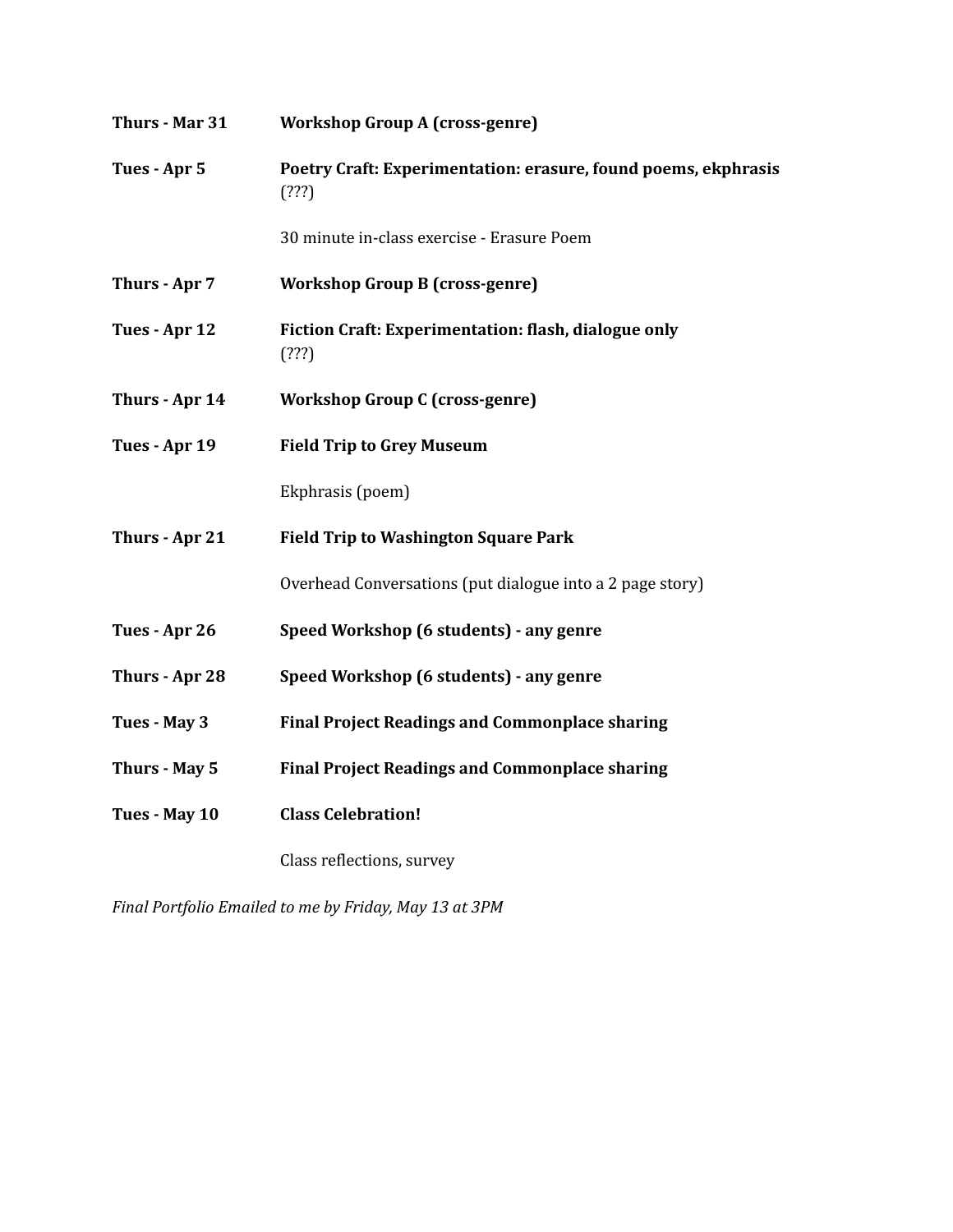| | |
|---|---|
| **Thurs - Mar 31** | **Workshop Group A (cross-genre)** |
| **Tues - Apr 5** | **Poetry Craft: Experimentation: erasure, found poems, ekphrasis** (???) |
| | 30 minute in-class exercise - Erasure Poem |
| **Thurs - Apr 7** | **Workshop Group B (cross-genre)** |
| **Tues - Apr 12** | **Fiction Craft: Experimentation: flash, dialogue only** (???) |
| **Thurs - Apr 14** | **Workshop Group C (cross-genre)** |
| **Tues - Apr 19** | **Field Trip to Grey Museum** |
| | Ekphrasis (poem) |
| **Thurs - Apr 21** | **Field Trip to Washington Square Park** |
| | Overhead Conversations (put dialogue into a 2 page story) |
| **Tues - Apr 26** | **Speed Workshop (6 students) - any genre** |
| **Thurs - Apr 28** | **Speed Workshop (6 students) - any genre** |
| **Tues - May 3** | **Final Project Readings and Commonplace sharing** |
| **Thurs - May 5** | **Final Project Readings and Commonplace sharing** |
| **Tues - May 10** | **Class Celebration!** |
| | Class reflections, survey |

*Final Portfolio Emailed to me by Friday, May 13 at 3PM*